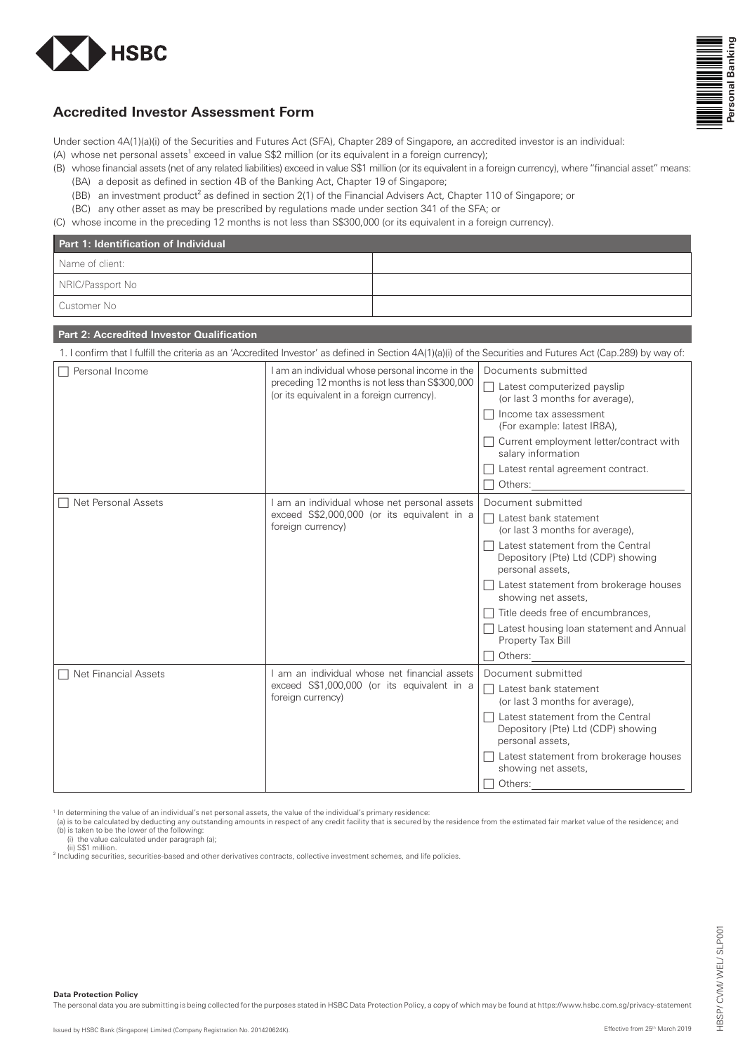# Accredited Investor Assessment Form

Under section 4A(1)(a)(i) of the Securities and Futures Act (SFA), Chapter 289 of Singapore, an accredited investor is an individual:

(A) whose net personal assets[1] exceed in value S$2 million (or its equivalent in a foreign currency);

(B) whose financial assets (net of any related liabilities) exceed in value S$1 million (or its equivalent in a foreign currency), where "financial asset" means:

- (BA) a deposit as defined in section 4B of the Banking Act, Chapter 19 of Singapore;
- (BB) an investment product[2] as defined in section 2(1) of the Financial Advisers Act, Chapter 110 of Singapore; or
- (BC) any other asset as may be prescribed by regulations made under section 341 of the SFA; or

(C) whose income in the preceding 12 months is not less than S$300,000 (or its equivalent in a foreign currency).

| Part 1: Identification of Individual | |
|---|---|
| Name of client: | |
| NRIC/Passport No | |
| Customer No | |

**Part 2: Accredited Investor Qualification**

1. I confirm that I fulfill the criteria as an 'Accredited Investor' as defined in Section 4A(1)(a)(i) of the Securities and Futures Act (Cap.289) by way of:

| | | |
|---|---|---|
| ☐ Personal Income | I am an individual whose personal income in the preceding 12 months is not less than S$300,000 (or its equivalent in a foreign currency). | Documents submitted<br>☐ Latest computerized payslip (or last 3 months for average),<br>☐ Income tax assessment (For example: latest IR8A),<br>☐ Current employment letter/contract with salary information<br>☐ Latest rental agreement contract.<br>☐ Others: |
| ☐ Net Personal Assets | I am an individual whose net personal assets exceed S$2,000,000 (or its equivalent in a foreign currency) | Document submitted<br>☐ Latest bank statement (or last 3 months for average),<br>☐ Latest statement from the Central Depository (Pte) Ltd (CDP) showing personal assets,<br>☐ Latest statement from brokerage houses showing net assets,<br>☐ Title deeds free of encumbrances,<br>☐ Latest housing loan statement and Annual Property Tax Bill<br>☐ Others: |
| ☐ Net Financial Assets | I am an individual whose net financial assets exceed S$1,000,000 (or its equivalent in a foreign currency) | Document submitted<br>☐ Latest bank statement (or last 3 months for average),<br>☐ Latest statement from the Central Depository (Pte) Ltd (CDP) showing personal assets,<br>☐ Latest statement from brokerage houses showing net assets,<br>☐ Others: |

[1] In determining the value of an individual's net personal assets, the value of the individual's primary residence:
(a) is to be calculated by deducting any outstanding amounts in respect of any credit facility that is secured by the residence from the estimated fair market value of the residence; and
(b) is taken to be the lower of the following:
(i) the value calculated under paragraph (a);
(ii) S$1 million.

[2] Including securities, securities-based and other derivatives contracts, collective investment schemes, and life policies.

**Data Protection Policy**

The personal data you are submitting is being collected for the purposes stated in HSBC Data Protection Policy, a copy of which may be found at https://www.hsbc.com.sg/privacy-statement

Issued by HSBC Bank (Singapore) Limited (Company Registration No. 201420624K).

Effective from 25th March 2019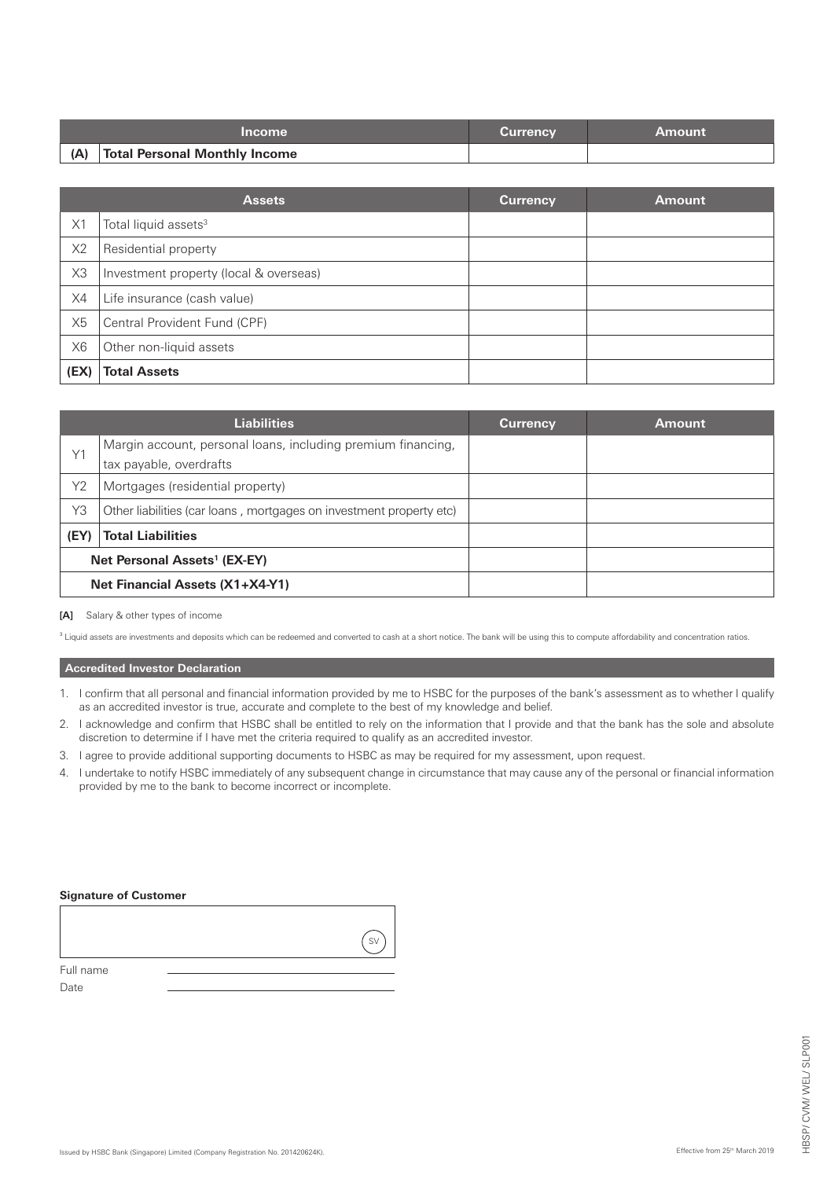| | Income | Currency | Amount |
|---|---|---|---|
| (A) | **Total Personal Monthly Income** | | |

| | Assets | Currency | Amount |
|---|---|---|---|
| X1 | Total liquid assets[3] | | |
| X2 | Residential property | | |
| X3 | Investment property (local & overseas) | | |
| X4 | Life insurance (cash value) | | |
| X5 | Central Provident Fund (CPF) | | |
| X6 | Other non-liquid assets | | |
| (EX) | **Total Assets** | | |

| | Liabilities | Currency | Amount |
|---|---|---|---|
| Y1 | Margin account, personal loans, including premium financing, tax payable, overdrafts | | |
| Y2 | Mortgages (residential property) | | |
| Y3 | Other liabilities (car loans , mortgages on investment property etc) | | |
| (EY) | **Total Liabilities** | | |
| | **Net Personal Assets[1] (EX-EY)** | | |
| | **Net Financial Assets (X1+X4-Y1)** | | |

**[A]** Salary & other types of income

[3] Liquid assets are investments and deposits which can be redeemed and converted to cash at a short notice. The bank will be using this to compute affordability and concentration ratios.

### Accredited Investor Declaration

1. I confirm that all personal and financial information provided by me to HSBC for the purposes of the bank's assessment as to whether I qualify as an accredited investor is true, accurate and complete to the best of my knowledge and belief.
2. I acknowledge and confirm that HSBC shall be entitled to rely on the information that I provide and that the bank has the sole and absolute discretion to determine if I have met the criteria required to qualify as an accredited investor.
3. I agree to provide additional supporting documents to HSBC as may be required for my assessment, upon request.
4. I undertake to notify HSBC immediately of any subsequent change in circumstance that may cause any of the personal or financial information provided by me to the bank to become incorrect or incomplete.

**Signature of Customer**

SV

Full name \_\_\_\_\_\_\_\_\_\_\_\_\_\_\_\_\_\_\_\_

Date \_\_\_\_\_\_\_\_\_\_\_\_\_\_\_\_\_\_\_\_

Issued by HSBC Bank (Singapore) Limited (Company Registration No. 201420624K).

Effective from 25th March 2019

HBSP/ CVM/ WEL/ SLP001